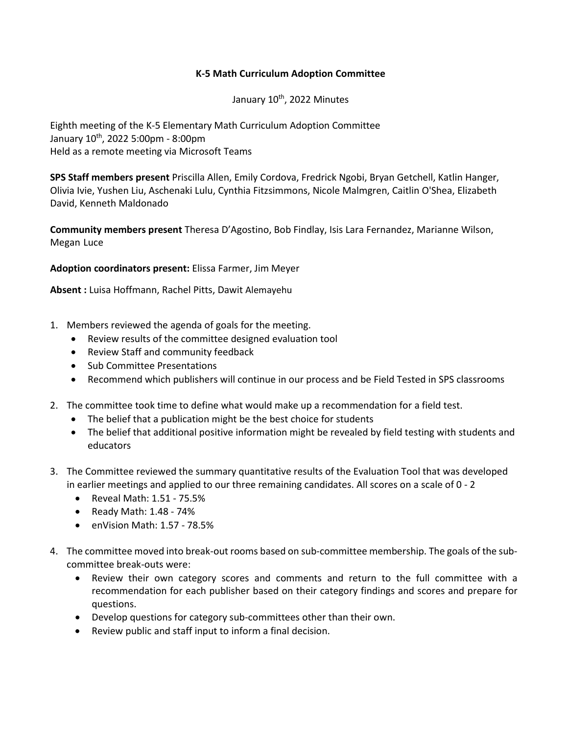# K-5 Math Curriculum Adoption Committee

January 10th, 2022 Minutes

Eighth meeting of the K-5 Elementary Math Curriculum Adoption Committee
January 10th, 2022 5:00pm - 8:00pm
Held as a remote meeting via Microsoft Teams

**SPS Staff members present** Priscilla Allen, Emily Cordova, Fredrick Ngobi, Bryan Getchell, Katlin Hanger, Olivia Ivie, Yushen Liu, Aschenaki Lulu, Cynthia Fitzsimmons, Nicole Malmgren, Caitlin O'Shea, Elizabeth David, Kenneth Maldonado

**Community members present** Theresa D'Agostino, Bob Findlay, Isis Lara Fernandez, Marianne Wilson, Megan Luce

**Adoption coordinators present:** Elissa Farmer, Jim Meyer

**Absent :** Luisa Hoffmann, Rachel Pitts, Dawit Alemayehu

1. Members reviewed the agenda of goals for the meeting.
   - Review results of the committee designed evaluation tool
   - Review Staff and community feedback
   - Sub Committee Presentations
   - Recommend which publishers will continue in our process and be Field Tested in SPS classrooms
2. The committee took time to define what would make up a recommendation for a field test.
   - The belief that a publication might be the best choice for students
   - The belief that additional positive information might be revealed by field testing with students and educators
3. The Committee reviewed the summary quantitative results of the Evaluation Tool that was developed in earlier meetings and applied to our three remaining candidates. All scores on a scale of 0 - 2
   - Reveal Math: 1.51 - 75.5%
   - Ready Math: 1.48 - 74%
   - enVision Math: 1.57 - 78.5%
4. The committee moved into break-out rooms based on sub-committee membership. The goals of the sub-committee break-outs were:
   - Review their own category scores and comments and return to the full committee with a recommendation for each publisher based on their category findings and scores and prepare for questions.
   - Develop questions for category sub-committees other than their own.
   - Review public and staff input to inform a final decision.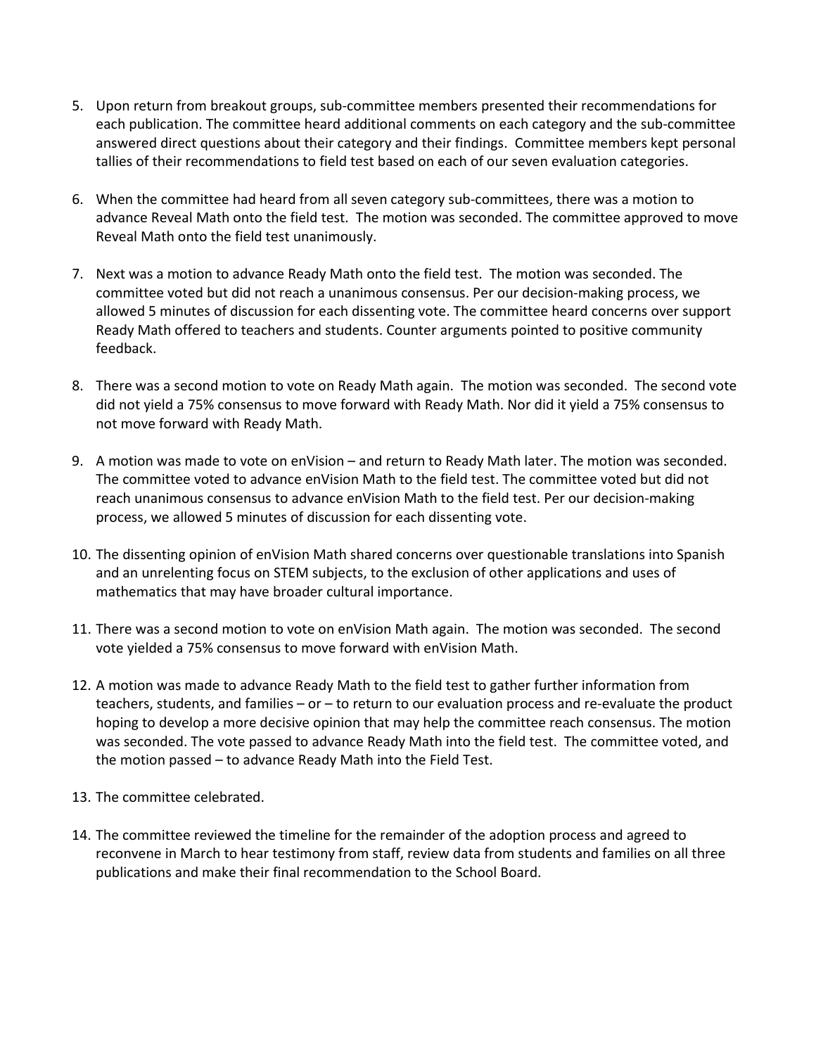5. Upon return from breakout groups, sub-committee members presented their recommendations for each publication. The committee heard additional comments on each category and the sub-committee answered direct questions about their category and their findings.  Committee members kept personal tallies of their recommendations to field test based on each of our seven evaluation categories.

6. When the committee had heard from all seven category sub-committees, there was a motion to advance Reveal Math onto the field test.  The motion was seconded. The committee approved to move Reveal Math onto the field test unanimously.

7. Next was a motion to advance Ready Math onto the field test.  The motion was seconded. The committee voted but did not reach a unanimous consensus. Per our decision-making process, we allowed 5 minutes of discussion for each dissenting vote. The committee heard concerns over support Ready Math offered to teachers and students. Counter arguments pointed to positive community feedback.

8. There was a second motion to vote on Ready Math again.  The motion was seconded.  The second vote did not yield a 75% consensus to move forward with Ready Math. Nor did it yield a 75% consensus to not move forward with Ready Math.

9. A motion was made to vote on enVision – and return to Ready Math later. The motion was seconded. The committee voted to advance enVision Math to the field test. The committee voted but did not reach unanimous consensus to advance enVision Math to the field test. Per our decision-making process, we allowed 5 minutes of discussion for each dissenting vote.

10. The dissenting opinion of enVision Math shared concerns over questionable translations into Spanish and an unrelenting focus on STEM subjects, to the exclusion of other applications and uses of mathematics that may have broader cultural importance.

11. There was a second motion to vote on enVision Math again.  The motion was seconded.  The second vote yielded a 75% consensus to move forward with enVision Math.

12. A motion was made to advance Ready Math to the field test to gather further information from teachers, students, and families – or – to return to our evaluation process and re-evaluate the product hoping to develop a more decisive opinion that may help the committee reach consensus. The motion was seconded. The vote passed to advance Ready Math into the field test.  The committee voted, and the motion passed – to advance Ready Math into the Field Test.

13. The committee celebrated.

14. The committee reviewed the timeline for the remainder of the adoption process and agreed to reconvene in March to hear testimony from staff, review data from students and families on all three publications and make their final recommendation to the School Board.